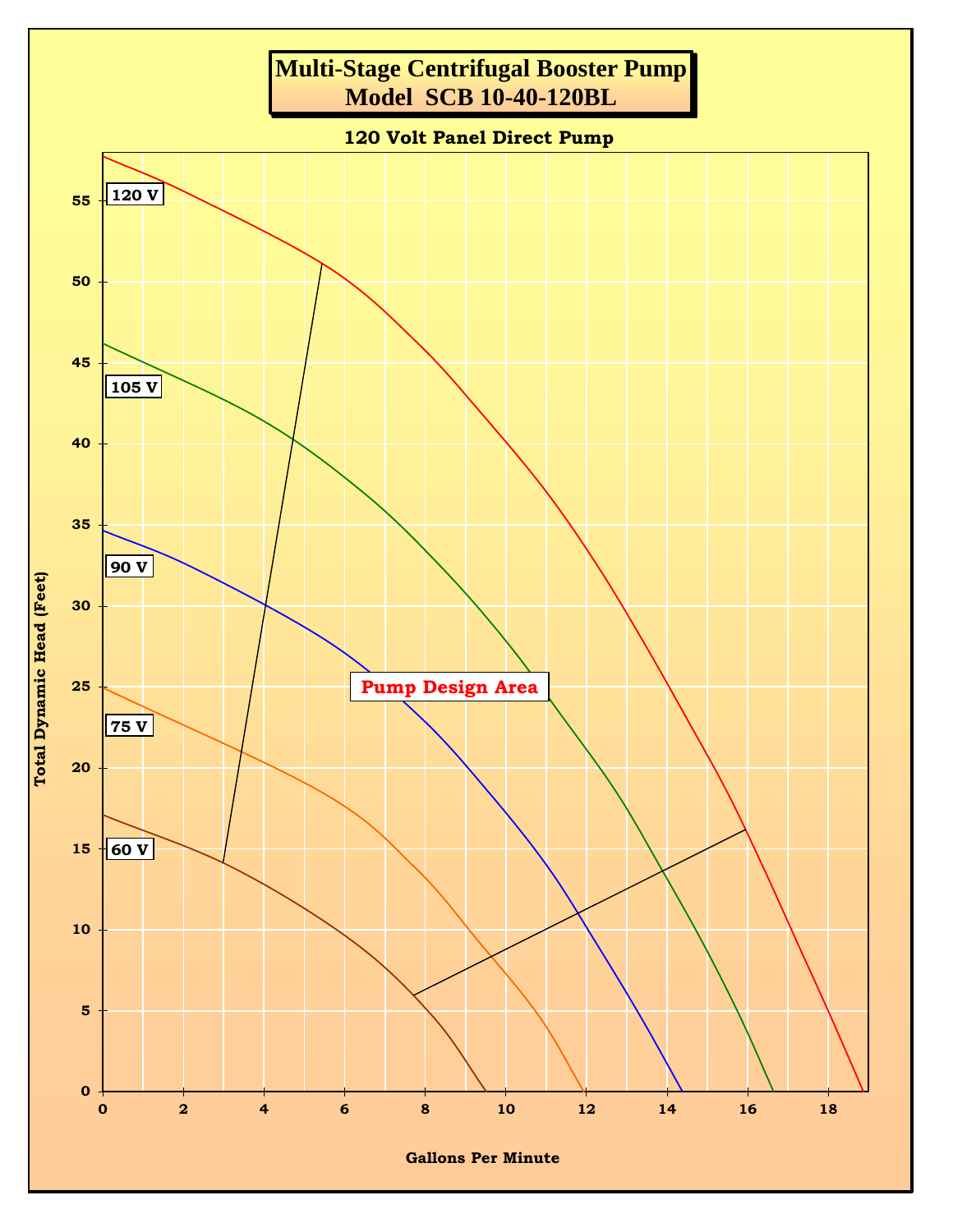# Multi-Stage Centrifugal Booster Pump
## Model SCB 10-40-120BL

### 120 Volt Panel Direct Pump

Total Dynamic Head (Feet)

120 V

105 V

90 V

75 V

60 V

Pump Design Area

Gallons Per Minute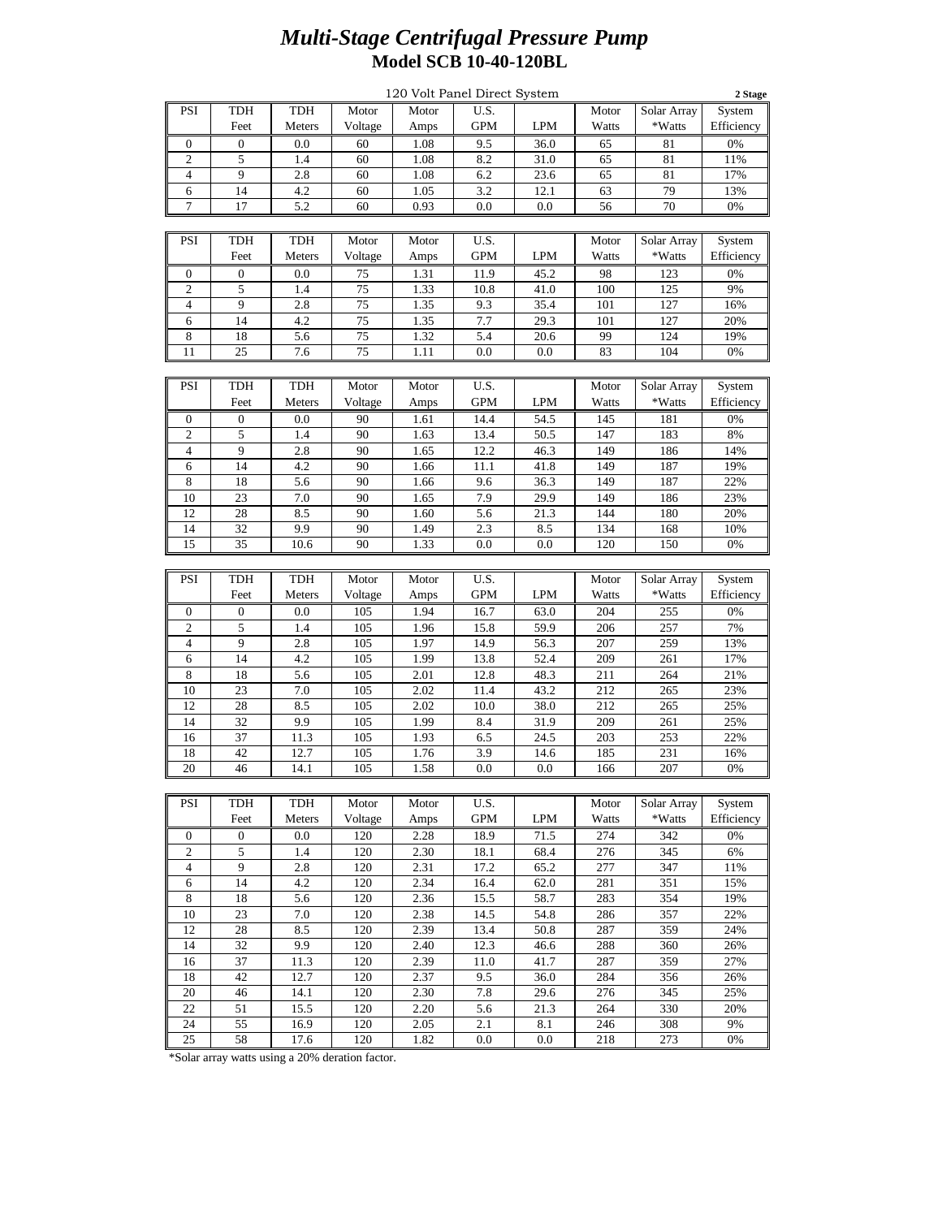# *Multi-Stage Centrifugal Pressure Pump*

## Model SCB 10-40-120BL

120 Volt Panel Direct System **2 Stage**

| PSI | TDH Feet | TDH Meters | Motor Voltage | Motor Amps | U.S. GPM | LPM | Motor Watts | Solar Array *Watts | System Efficiency |
|---|---|---|---|---|---|---|---|---|---|
| 0 | 0 | 0.0 | 60 | 1.08 | 9.5 | 36.0 | 65 | 81 | 0% |
| 2 | 5 | 1.4 | 60 | 1.08 | 8.2 | 31.0 | 65 | 81 | 11% |
| 4 | 9 | 2.8 | 60 | 1.08 | 6.2 | 23.6 | 65 | 81 | 17% |
| 6 | 14 | 4.2 | 60 | 1.05 | 3.2 | 12.1 | 63 | 79 | 13% |
| 7 | 17 | 5.2 | 60 | 0.93 | 0.0 | 0.0 | 56 | 70 | 0% |

| PSI | TDH Feet | TDH Meters | Motor Voltage | Motor Amps | U.S. GPM | LPM | Motor Watts | Solar Array *Watts | System Efficiency |
|---|---|---|---|---|---|---|---|---|---|
| 0 | 0 | 0.0 | 75 | 1.31 | 11.9 | 45.2 | 98 | 123 | 0% |
| 2 | 5 | 1.4 | 75 | 1.33 | 10.8 | 41.0 | 100 | 125 | 9% |
| 4 | 9 | 2.8 | 75 | 1.35 | 9.3 | 35.4 | 101 | 127 | 16% |
| 6 | 14 | 4.2 | 75 | 1.35 | 7.7 | 29.3 | 101 | 127 | 20% |
| 8 | 18 | 5.6 | 75 | 1.32 | 5.4 | 20.6 | 99 | 124 | 19% |
| 11 | 25 | 7.6 | 75 | 1.11 | 0.0 | 0.0 | 83 | 104 | 0% |

| PSI | TDH Feet | TDH Meters | Motor Voltage | Motor Amps | U.S. GPM | LPM | Motor Watts | Solar Array *Watts | System Efficiency |
|---|---|---|---|---|---|---|---|---|---|
| 0 | 0 | 0.0 | 90 | 1.61 | 14.4 | 54.5 | 145 | 181 | 0% |
| 2 | 5 | 1.4 | 90 | 1.63 | 13.4 | 50.5 | 147 | 183 | 8% |
| 4 | 9 | 2.8 | 90 | 1.65 | 12.2 | 46.3 | 149 | 186 | 14% |
| 6 | 14 | 4.2 | 90 | 1.66 | 11.1 | 41.8 | 149 | 187 | 19% |
| 8 | 18 | 5.6 | 90 | 1.66 | 9.6 | 36.3 | 149 | 187 | 22% |
| 10 | 23 | 7.0 | 90 | 1.65 | 7.9 | 29.9 | 149 | 186 | 23% |
| 12 | 28 | 8.5 | 90 | 1.60 | 5.6 | 21.3 | 144 | 180 | 20% |
| 14 | 32 | 9.9 | 90 | 1.49 | 2.3 | 8.5 | 134 | 168 | 10% |
| 15 | 35 | 10.6 | 90 | 1.33 | 0.0 | 0.0 | 120 | 150 | 0% |

| PSI | TDH Feet | TDH Meters | Motor Voltage | Motor Amps | U.S. GPM | LPM | Motor Watts | Solar Array *Watts | System Efficiency |
|---|---|---|---|---|---|---|---|---|---|
| 0 | 0 | 0.0 | 105 | 1.94 | 16.7 | 63.0 | 204 | 255 | 0% |
| 2 | 5 | 1.4 | 105 | 1.96 | 15.8 | 59.9 | 206 | 257 | 7% |
| 4 | 9 | 2.8 | 105 | 1.97 | 14.9 | 56.3 | 207 | 259 | 13% |
| 6 | 14 | 4.2 | 105 | 1.99 | 13.8 | 52.4 | 209 | 261 | 17% |
| 8 | 18 | 5.6 | 105 | 2.01 | 12.8 | 48.3 | 211 | 264 | 21% |
| 10 | 23 | 7.0 | 105 | 2.02 | 11.4 | 43.2 | 212 | 265 | 23% |
| 12 | 28 | 8.5 | 105 | 2.02 | 10.0 | 38.0 | 212 | 265 | 25% |
| 14 | 32 | 9.9 | 105 | 1.99 | 8.4 | 31.9 | 209 | 261 | 25% |
| 16 | 37 | 11.3 | 105 | 1.93 | 6.5 | 24.5 | 203 | 253 | 22% |
| 18 | 42 | 12.7 | 105 | 1.76 | 3.9 | 14.6 | 185 | 231 | 16% |
| 20 | 46 | 14.1 | 105 | 1.58 | 0.0 | 0.0 | 166 | 207 | 0% |

| PSI | TDH Feet | TDH Meters | Motor Voltage | Motor Amps | U.S. GPM | LPM | Motor Watts | Solar Array *Watts | System Efficiency |
|---|---|---|---|---|---|---|---|---|---|
| 0 | 0 | 0.0 | 120 | 2.28 | 18.9 | 71.5 | 274 | 342 | 0% |
| 2 | 5 | 1.4 | 120 | 2.30 | 18.1 | 68.4 | 276 | 345 | 6% |
| 4 | 9 | 2.8 | 120 | 2.31 | 17.2 | 65.2 | 277 | 347 | 11% |
| 6 | 14 | 4.2 | 120 | 2.34 | 16.4 | 62.0 | 281 | 351 | 15% |
| 8 | 18 | 5.6 | 120 | 2.36 | 15.5 | 58.7 | 283 | 354 | 19% |
| 10 | 23 | 7.0 | 120 | 2.38 | 14.5 | 54.8 | 286 | 357 | 22% |
| 12 | 28 | 8.5 | 120 | 2.39 | 13.4 | 50.8 | 287 | 359 | 24% |
| 14 | 32 | 9.9 | 120 | 2.40 | 12.3 | 46.6 | 288 | 360 | 26% |
| 16 | 37 | 11.3 | 120 | 2.39 | 11.0 | 41.7 | 287 | 359 | 27% |
| 18 | 42 | 12.7 | 120 | 2.37 | 9.5 | 36.0 | 284 | 356 | 26% |
| 20 | 46 | 14.1 | 120 | 2.30 | 7.8 | 29.6 | 276 | 345 | 25% |
| 22 | 51 | 15.5 | 120 | 2.20 | 5.6 | 21.3 | 264 | 330 | 20% |
| 24 | 55 | 16.9 | 120 | 2.05 | 2.1 | 8.1 | 246 | 308 | 9% |
| 25 | 58 | 17.6 | 120 | 1.82 | 0.0 | 0.0 | 218 | 273 | 0% |

*Solar array watts using a 20% deration factor.